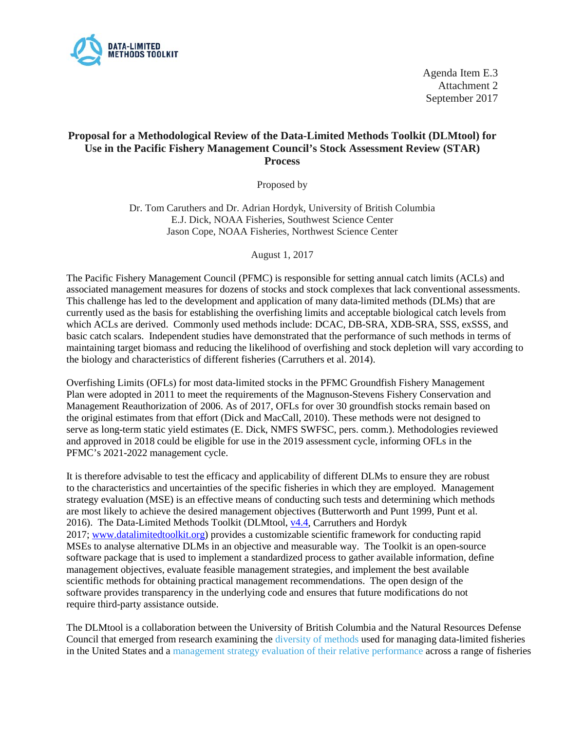DATA-LIMITED METHODS TOOLKIT

Agenda Item E.3
Attachment 2
September 2017

**Proposal for a Methodological Review of the Data-Limited Methods Toolkit (DLMtool) for Use in the Pacific Fishery Management Council's Stock Assessment Review (STAR) Process**

Proposed by

Dr. Tom Caruthers and Dr. Adrian Hordyk, University of British Columbia
E.J. Dick, NOAA Fisheries, Southwest Science Center
Jason Cope, NOAA Fisheries, Northwest Science Center

August 1, 2017

The Pacific Fishery Management Council (PFMC) is responsible for setting annual catch limits (ACLs) and associated management measures for dozens of stocks and stock complexes that lack conventional assessments. This challenge has led to the development and application of many data-limited methods (DLMs) that are currently used as the basis for establishing the overfishing limits and acceptable biological catch levels from which ACLs are derived. Commonly used methods include: DCAC, DB-SRA, XDB-SRA, SSS, exSSS, and basic catch scalars. Independent studies have demonstrated that the performance of such methods in terms of maintaining target biomass and reducing the likelihood of overfishing and stock depletion will vary according to the biology and characteristics of different fisheries (Carruthers et al. 2014).

Overfishing Limits (OFLs) for most data-limited stocks in the PFMC Groundfish Fishery Management Plan were adopted in 2011 to meet the requirements of the Magnuson-Stevens Fishery Conservation and Management Reauthorization of 2006. As of 2017, OFLs for over 30 groundfish stocks remain based on the original estimates from that effort (Dick and MacCall, 2010). These methods were not designed to serve as long-term static yield estimates (E. Dick, NMFS SWFSC, pers. comm.). Methodologies reviewed and approved in 2018 could be eligible for use in the 2019 assessment cycle, informing OFLs in the PFMC's 2021-2022 management cycle.

It is therefore advisable to test the efficacy and applicability of different DLMs to ensure they are robust to the characteristics and uncertainties of the specific fisheries in which they are employed. Management strategy evaluation (MSE) is an effective means of conducting such tests and determining which methods are most likely to achieve the desired management objectives (Butterworth and Punt 1999, Punt et al. 2016). The Data-Limited Methods Toolkit (DLMtool, v4.4, Carruthers and Hordyk 2017; www.datalimitedtoolkit.org) provides a customizable scientific framework for conducting rapid MSEs to analyse alternative DLMs in an objective and measurable way. The Toolkit is an open-source software package that is used to implement a standardized process to gather available information, define management objectives, evaluate feasible management strategies, and implement the best available scientific methods for obtaining practical management recommendations. The open design of the software provides transparency in the underlying code and ensures that future modifications do not require third-party assistance outside.

The DLMtool is a collaboration between the University of British Columbia and the Natural Resources Defense Council that emerged from research examining the diversity of methods used for managing data-limited fisheries in the United States and a management strategy evaluation of their relative performance across a range of fisheries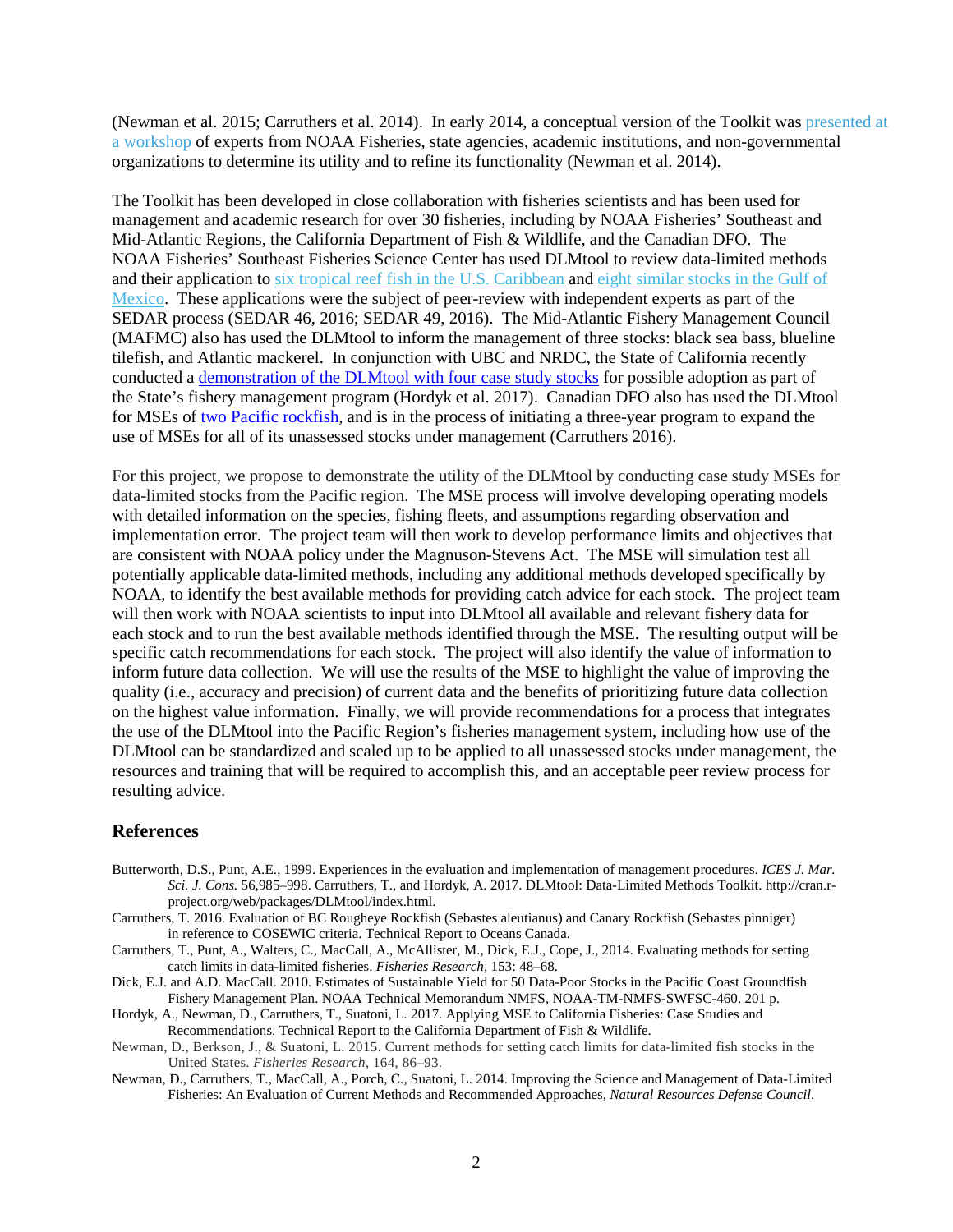(Newman et al. 2015; Carruthers et al. 2014). In early 2014, a conceptual version of the Toolkit was presented at a workshop of experts from NOAA Fisheries, state agencies, academic institutions, and non-governmental organizations to determine its utility and to refine its functionality (Newman et al. 2014).

The Toolkit has been developed in close collaboration with fisheries scientists and has been used for management and academic research for over 30 fisheries, including by NOAA Fisheries' Southeast and Mid-Atlantic Regions, the California Department of Fish & Wildlife, and the Canadian DFO. The NOAA Fisheries' Southeast Fisheries Science Center has used DLMtool to review data-limited methods and their application to six tropical reef fish in the U.S. Caribbean and eight similar stocks in the Gulf of Mexico. These applications were the subject of peer-review with independent experts as part of the SEDAR process (SEDAR 46, 2016; SEDAR 49, 2016). The Mid-Atlantic Fishery Management Council (MAFMC) also has used the DLMtool to inform the management of three stocks: black sea bass, blueline tilefish, and Atlantic mackerel. In conjunction with UBC and NRDC, the State of California recently conducted a demonstration of the DLMtool with four case study stocks for possible adoption as part of the State's fishery management program (Hordyk et al. 2017). Canadian DFO also has used the DLMtool for MSEs of two Pacific rockfish, and is in the process of initiating a three-year program to expand the use of MSEs for all of its unassessed stocks under management (Carruthers 2016).

For this project, we propose to demonstrate the utility of the DLMtool by conducting case study MSEs for data-limited stocks from the Pacific region. The MSE process will involve developing operating models with detailed information on the species, fishing fleets, and assumptions regarding observation and implementation error. The project team will then work to develop performance limits and objectives that are consistent with NOAA policy under the Magnuson-Stevens Act. The MSE will simulation test all potentially applicable data-limited methods, including any additional methods developed specifically by NOAA, to identify the best available methods for providing catch advice for each stock. The project team will then work with NOAA scientists to input into DLMtool all available and relevant fishery data for each stock and to run the best available methods identified through the MSE. The resulting output will be specific catch recommendations for each stock. The project will also identify the value of information to inform future data collection. We will use the results of the MSE to highlight the value of improving the quality (i.e., accuracy and precision) of current data and the benefits of prioritizing future data collection on the highest value information. Finally, we will provide recommendations for a process that integrates the use of the DLMtool into the Pacific Region's fisheries management system, including how use of the DLMtool can be standardized and scaled up to be applied to all unassessed stocks under management, the resources and training that will be required to accomplish this, and an acceptable peer review process for resulting advice.

## References

Butterworth, D.S., Punt, A.E., 1999. Experiences in the evaluation and implementation of management procedures. *ICES J. Mar. Sci. J. Cons.* 56,985–998. Carruthers, T., and Hordyk, A. 2017. DLMtool: Data-Limited Methods Toolkit. http://cran.r-project.org/web/packages/DLMtool/index.html.

Carruthers, T. 2016. Evaluation of BC Rougheye Rockfish (Sebastes aleutianus) and Canary Rockfish (Sebastes pinniger) in reference to COSEWIC criteria. Technical Report to Oceans Canada.

Carruthers, T., Punt, A., Walters, C., MacCall, A., McAllister, M., Dick, E.J., Cope, J., 2014. Evaluating methods for setting catch limits in data-limited fisheries. *Fisheries Research*, 153: 48–68.

Dick, E.J. and A.D. MacCall. 2010. Estimates of Sustainable Yield for 50 Data-Poor Stocks in the Pacific Coast Groundfish Fishery Management Plan. NOAA Technical Memorandum NMFS, NOAA-TM-NMFS-SWFSC-460. 201 p.

Hordyk, A., Newman, D., Carruthers, T., Suatoni, L. 2017. Applying MSE to California Fisheries: Case Studies and Recommendations. Technical Report to the California Department of Fish & Wildlife.

Newman, D., Berkson, J., & Suatoni, L. 2015. Current methods for setting catch limits for data-limited fish stocks in the United States. *Fisheries Research*, 164, 86–93.

Newman, D., Carruthers, T., MacCall, A., Porch, C., Suatoni, L. 2014. Improving the Science and Management of Data-Limited Fisheries: An Evaluation of Current Methods and Recommended Approaches, *Natural Resources Defense Council*.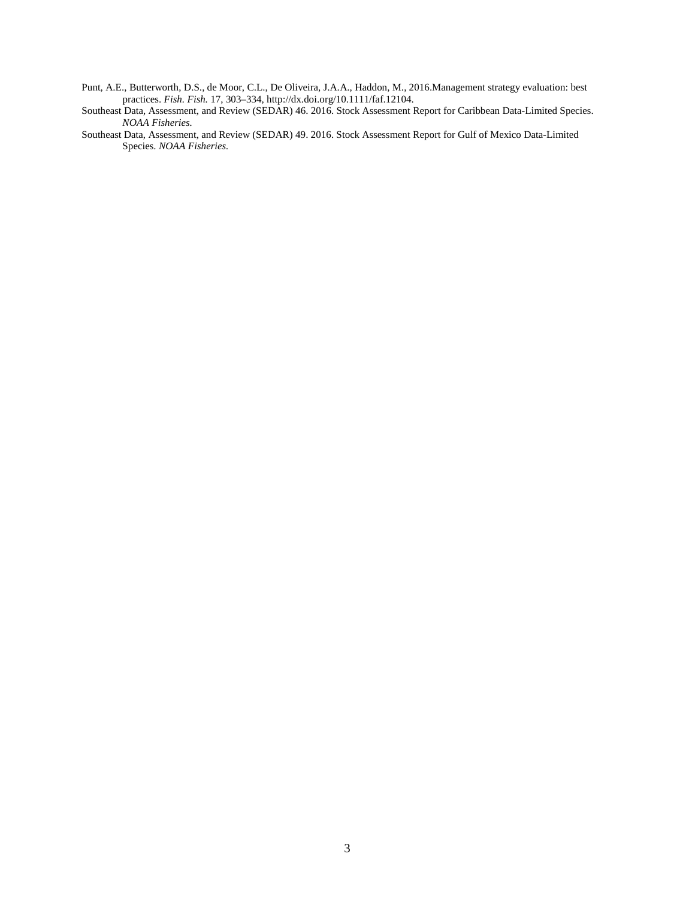Punt, A.E., Butterworth, D.S., de Moor, C.L., De Oliveira, J.A.A., Haddon, M., 2016.Management strategy evaluation: best practices. *Fish. Fish.* 17, 303–334, http://dx.doi.org/10.1111/faf.12104.

Southeast Data, Assessment, and Review (SEDAR) 46. 2016. Stock Assessment Report for Caribbean Data-Limited Species. *NOAA Fisheries.*

Southeast Data, Assessment, and Review (SEDAR) 49. 2016. Stock Assessment Report for Gulf of Mexico Data-Limited Species. *NOAA Fisheries.*